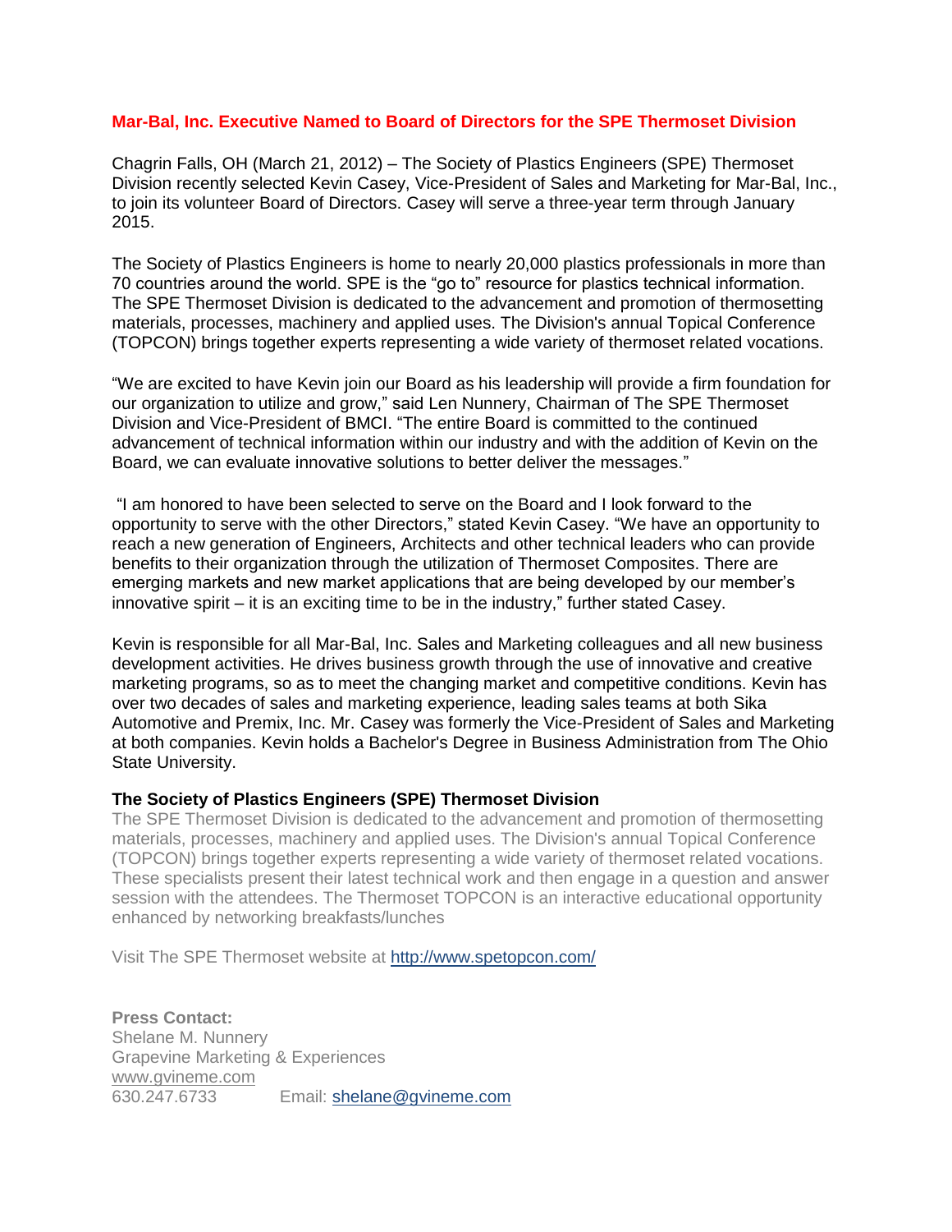# Mar-Bal, Inc. Executive Named to Board of Directors for the SPE Thermoset Division

Chagrin Falls, OH (March 21, 2012) – The Society of Plastics Engineers (SPE) Thermoset Division recently selected Kevin Casey, Vice-President of Sales and Marketing for Mar-Bal, Inc., to join its volunteer Board of Directors. Casey will serve a three-year term through January 2015.

The Society of Plastics Engineers is home to nearly 20,000 plastics professionals in more than 70 countries around the world. SPE is the "go to" resource for plastics technical information. The SPE Thermoset Division is dedicated to the advancement and promotion of thermosetting materials, processes, machinery and applied uses. The Division's annual Topical Conference (TOPCON) brings together experts representing a wide variety of thermoset related vocations.

"We are excited to have Kevin join our Board as his leadership will provide a firm foundation for our organization to utilize and grow," said Len Nunnery, Chairman of The SPE Thermoset Division and Vice-President of BMCI. "The entire Board is committed to the continued advancement of technical information within our industry and with the addition of Kevin on the Board, we can evaluate innovative solutions to better deliver the messages."

"I am honored to have been selected to serve on the Board and I look forward to the opportunity to serve with the other Directors," stated Kevin Casey. "We have an opportunity to reach a new generation of Engineers, Architects and other technical leaders who can provide benefits to their organization through the utilization of Thermoset Composites. There are emerging markets and new market applications that are being developed by our member's innovative spirit – it is an exciting time to be in the industry," further stated Casey.

Kevin is responsible for all Mar-Bal, Inc. Sales and Marketing colleagues and all new business development activities. He drives business growth through the use of innovative and creative marketing programs, so as to meet the changing market and competitive conditions. Kevin has over two decades of sales and marketing experience, leading sales teams at both Sika Automotive and Premix, Inc. Mr. Casey was formerly the Vice-President of Sales and Marketing at both companies. Kevin holds a Bachelor's Degree in Business Administration from The Ohio State University.

**The Society of Plastics Engineers (SPE) Thermoset Division**

The SPE Thermoset Division is dedicated to the advancement and promotion of thermosetting materials, processes, machinery and applied uses. The Division's annual Topical Conference (TOPCON) brings together experts representing a wide variety of thermoset related vocations. These specialists present their latest technical work and then engage in a question and answer session with the attendees. The Thermoset TOPCON is an interactive educational opportunity enhanced by networking breakfasts/lunches

Visit The SPE Thermoset website at http://www.spetopcon.com/

**Press Contact:**
Shelane M. Nunnery
Grapevine Marketing & Experiences
www.gvineme.com
630.247.6733 Email: shelane@gvineme.com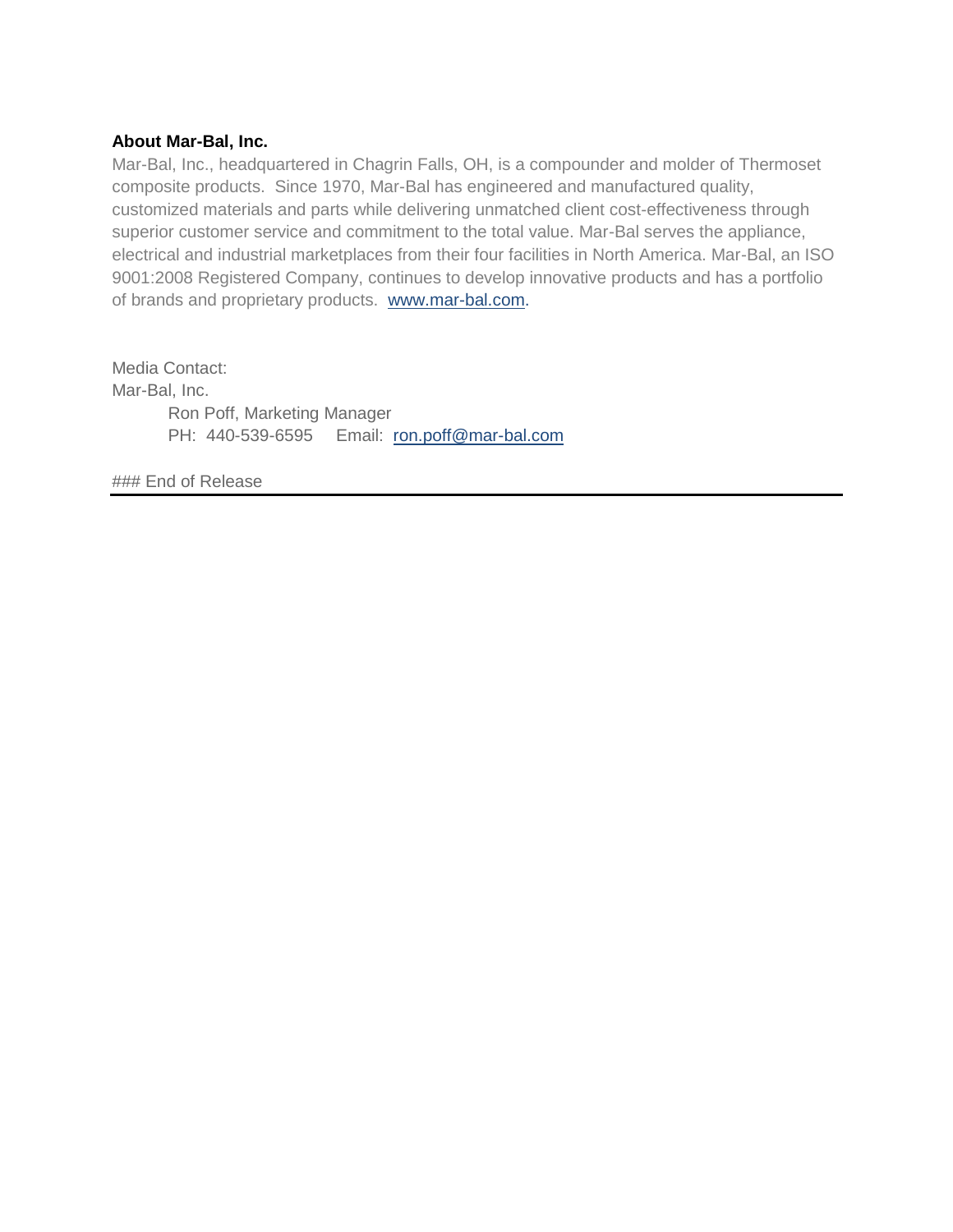**About Mar-Bal, Inc.**

Mar-Bal, Inc., headquartered in Chagrin Falls, OH, is a compounder and molder of Thermoset composite products. Since 1970, Mar-Bal has engineered and manufactured quality, customized materials and parts while delivering unmatched client cost-effectiveness through superior customer service and commitment to the total value. Mar-Bal serves the appliance, electrical and industrial marketplaces from their four facilities in North America. Mar-Bal, an ISO 9001:2008 Registered Company, continues to develop innovative products and has a portfolio of brands and proprietary products. www.mar-bal.com.

Media Contact:
Mar-Bal, Inc.
Ron Poff, Marketing Manager
PH: 440-539-6595 Email: ron.poff@mar-bal.com

### End of Release

---